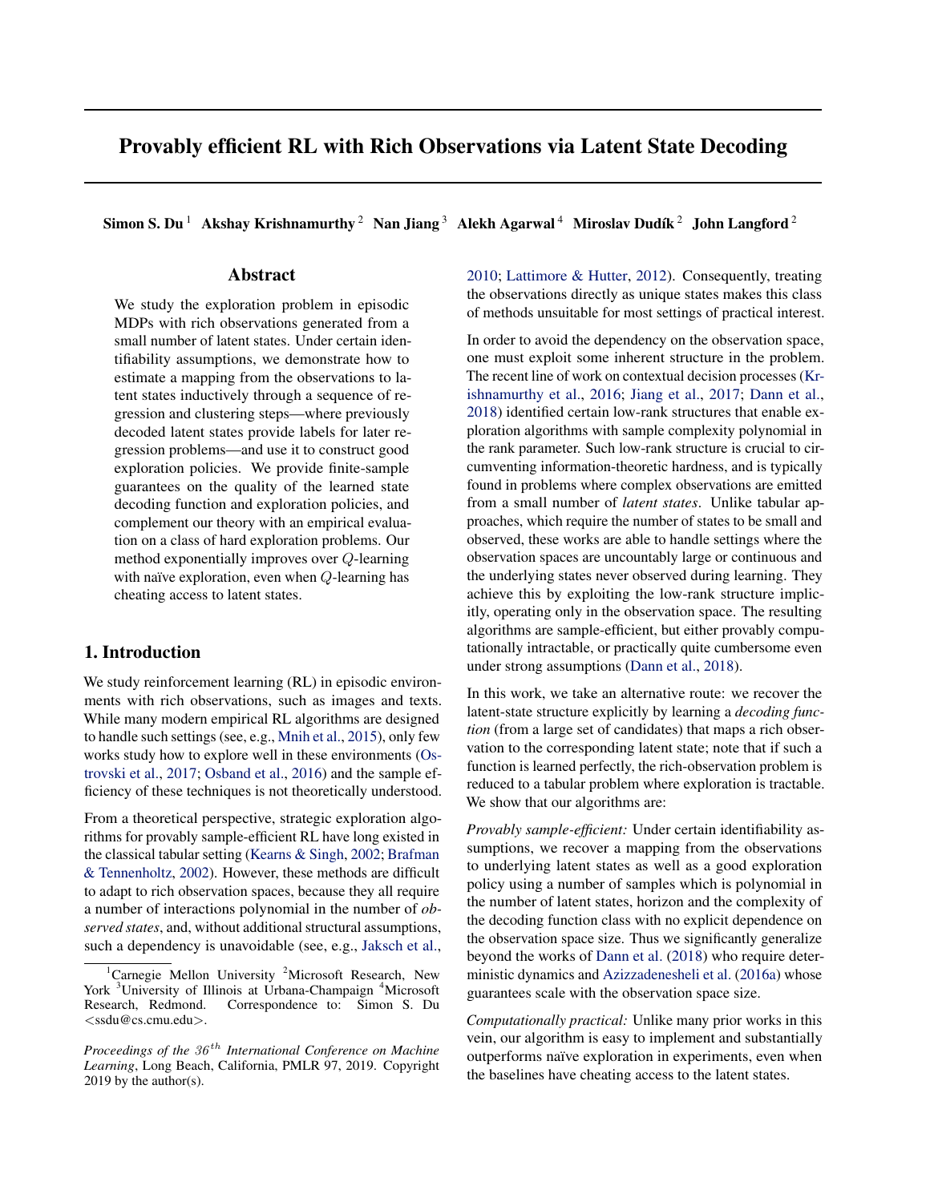# Provably efficient RL with Rich Observations via Latent State Decoding

**Simon S. Du** [1] **Akshay Krishnamurthy** [2] **Nan Jiang** [3] **Alekh Agarwal** [4] **Miroslav Dudík** [2] **John Langford** [2]

## Abstract

We study the exploration problem in episodic MDPs with rich observations generated from a small number of latent states. Under certain identifiability assumptions, we demonstrate how to estimate a mapping from the observations to latent states inductively through a sequence of regression and clustering steps—where previously decoded latent states provide labels for later regression problems—and use it to construct good exploration policies. We provide finite-sample guarantees on the quality of the learned state decoding function and exploration policies, and complement our theory with an empirical evaluation on a class of hard exploration problems. Our method exponentially improves over $Q$-learning with naïve exploration, even when $Q$-learning has cheating access to latent states.

## 1. Introduction

We study reinforcement learning (RL) in episodic environments with rich observations, such as images and texts. While many modern empirical RL algorithms are designed to handle such settings (see, e.g., Mnih et al., 2015), only few works study how to explore well in these environments (Ostrovski et al., 2017; Osband et al., 2016) and the sample efficiency of these techniques is not theoretically understood.

From a theoretical perspective, strategic exploration algorithms for provably sample-efficient RL have long existed in the classical tabular setting (Kearns & Singh, 2002; Brafman & Tennenholtz, 2002). However, these methods are difficult to adapt to rich observation spaces, because they all require a number of interactions polynomial in the number of *observed states*, and, without additional structural assumptions, such a dependency is unavoidable (see, e.g., Jaksch et al., 2010; Lattimore & Hutter, 2012). Consequently, treating the observations directly as unique states makes this class of methods unsuitable for most settings of practical interest.

In order to avoid the dependency on the observation space, one must exploit some inherent structure in the problem. The recent line of work on contextual decision processes (Krishnamurthy et al., 2016; Jiang et al., 2017; Dann et al., 2018) identified certain low-rank structures that enable exploration algorithms with sample complexity polynomial in the rank parameter. Such low-rank structure is crucial to circumventing information-theoretic hardness, and is typically found in problems where complex observations are emitted from a small number of *latent states*. Unlike tabular approaches, which require the number of states to be small and observed, these works are able to handle settings where the observation spaces are uncountably large or continuous and the underlying states never observed during learning. They achieve this by exploiting the low-rank structure implicitly, operating only in the observation space. The resulting algorithms are sample-efficient, but either provably computationally intractable, or practically quite cumbersome even under strong assumptions (Dann et al., 2018).

In this work, we take an alternative route: we recover the latent-state structure explicitly by learning a *decoding function* (from a large set of candidates) that maps a rich observation to the corresponding latent state; note that if such a function is learned perfectly, the rich-observation problem is reduced to a tabular problem where exploration is tractable. We show that our algorithms are:

*Provably sample-efficient:* Under certain identifiability assumptions, we recover a mapping from the observations to underlying latent states as well as a good exploration policy using a number of samples which is polynomial in the number of latent states, horizon and the complexity of the decoding function class with no explicit dependence on the observation space size. Thus we significantly generalize beyond the works of Dann et al. (2018) who require deterministic dynamics and Azizzadenesheli et al. (2016a) whose guarantees scale with the observation space size.

*Computationally practical:* Unlike many prior works in this vein, our algorithm is easy to implement and substantially outperforms naïve exploration in experiments, even when the baselines have cheating access to the latent states.

---

[1]Carnegie Mellon University [2]Microsoft Research, New York [3]University of Illinois at Urbana-Champaign [4]Microsoft Research, Redmond. Correspondence to: Simon S. Du <ssdu@cs.cmu.edu>.

*Proceedings of the 36th International Conference on Machine Learning*, Long Beach, California, PMLR 97, 2019. Copyright 2019 by the author(s).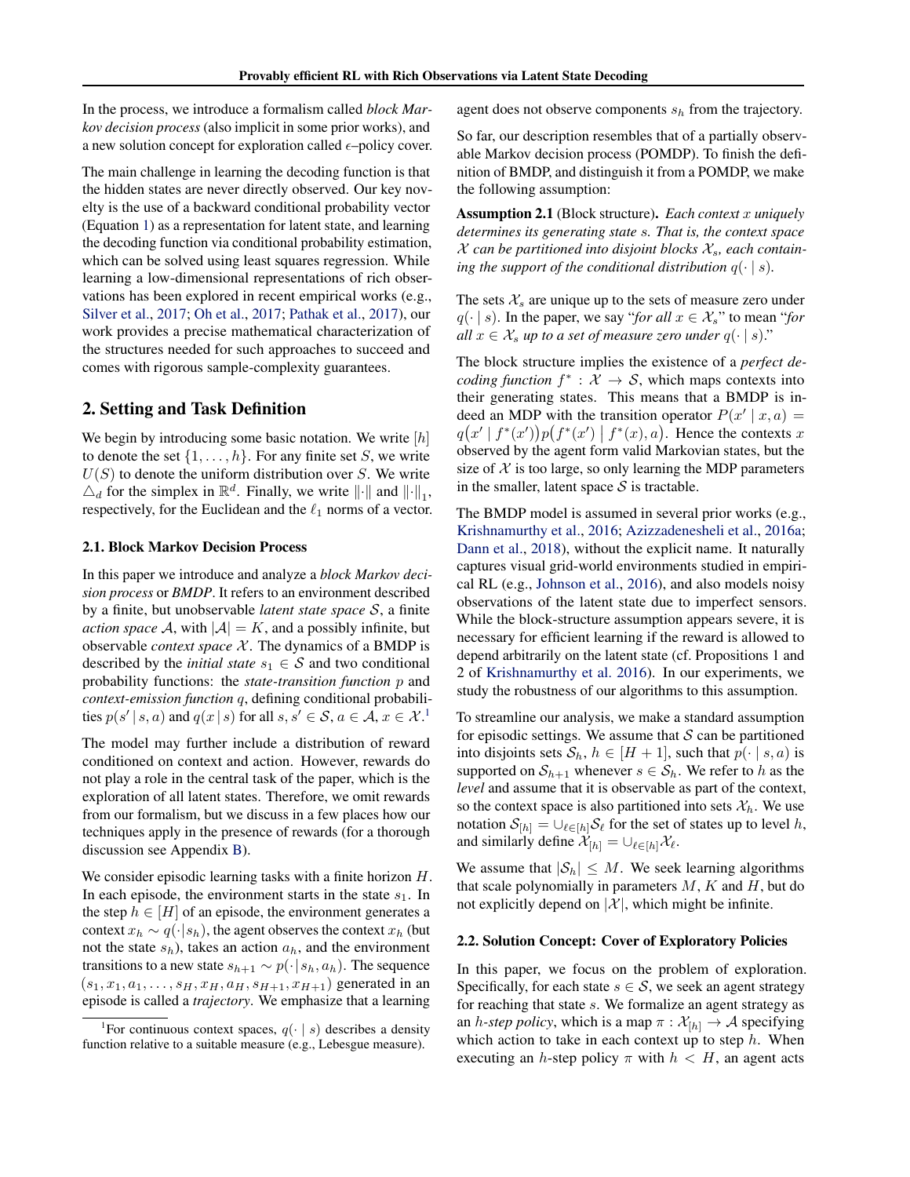In the process, we introduce a formalism called *block Markov decision process* (also implicit in some prior works), and a new solution concept for exploration called $\epsilon$–policy cover.

The main challenge in learning the decoding function is that the hidden states are never directly observed. Our key novelty is the use of a backward conditional probability vector (Equation 1) as a representation for latent state, and learning the decoding function via conditional probability estimation, which can be solved using least squares regression. While learning a low-dimensional representations of rich observations has been explored in recent empirical works (e.g., Silver et al., 2017; Oh et al., 2017; Pathak et al., 2017), our work provides a precise mathematical characterization of the structures needed for such approaches to succeed and comes with rigorous sample-complexity guarantees.

## 2. Setting and Task Definition

We begin by introducing some basic notation. We write $[h]$ to denote the set $\{1, \ldots, h\}$. For any finite set $S$, we write $U(S)$ to denote the uniform distribution over $S$. We write $\triangle_d$ for the simplex in $\mathbb{R}^d$. Finally, we write $\|\cdot\|$ and $\|\cdot\|_1$, respectively, for the Euclidean and the $\ell_1$ norms of a vector.

### 2.1. Block Markov Decision Process

In this paper we introduce and analyze a *block Markov decision process* or *BMDP*. It refers to an environment described by a finite, but unobservable *latent state space* $\mathcal{S}$, a finite *action space* $\mathcal{A}$, with $|\mathcal{A}| = K$, and a possibly infinite, but observable *context space* $\mathcal{X}$. The dynamics of a BMDP is described by the *initial state* $s_1 \in \mathcal{S}$ and two conditional probability functions: the *state-transition function* $p$ and *context-emission function* $q$, defining conditional probabilities $p(s' \mid s, a)$ and $q(x \mid s)$ for all $s, s' \in \mathcal{S}$, $a \in \mathcal{A}$, $x \in \mathcal{X}$.[1]

The model may further include a distribution of reward conditioned on context and action. However, rewards do not play a role in the central task of the paper, which is the exploration of all latent states. Therefore, we omit rewards from our formalism, but we discuss in a few places how our techniques apply in the presence of rewards (for a thorough discussion see Appendix B).

We consider episodic learning tasks with a finite horizon $H$. In each episode, the environment starts in the state $s_1$. In the step $h \in [H]$ of an episode, the environment generates a context $x_h \sim q(\cdot|s_h)$, the agent observes the context $x_h$ (but not the state $s_h$), takes an action $a_h$, and the environment transitions to a new state $s_{h+1} \sim p(\cdot \mid s_h, a_h)$. The sequence $(s_1, x_1, a_1, \ldots, s_H, x_H, a_H, s_{H+1}, x_{H+1})$ generated in an episode is called a *trajectory*. We emphasize that a learning agent does not observe components $s_h$ from the trajectory.

[1] For continuous context spaces, $q(\cdot \mid s)$ describes a density function relative to a suitable measure (e.g., Lebesgue measure).

So far, our description resembles that of a partially observable Markov decision process (POMDP). To finish the definition of BMDP, and distinguish it from a POMDP, we make the following assumption:

**Assumption 2.1** (Block structure). *Each context $x$ uniquely determines its generating state $s$. That is, the context space $\mathcal{X}$ can be partitioned into disjoint blocks $\mathcal{X}_s$, each containing the support of the conditional distribution $q(\cdot \mid s)$.*

The sets $\mathcal{X}_s$ are unique up to the sets of measure zero under $q(\cdot \mid s)$. In the paper, we say "*for all $x \in \mathcal{X}_s$*" to mean "*for all $x \in \mathcal{X}_s$ up to a set of measure zero under $q(\cdot \mid s)$*."

The block structure implies the existence of a *perfect decoding function* $f^* : \mathcal{X} \to \mathcal{S}$, which maps contexts into their generating states. This means that a BMDP is indeed an MDP with the transition operator $P(x' \mid x, a) = q\big(x' \mid f^*(x')\big) p\big(f^*(x') \mid f^*(x), a\big)$. Hence the contexts $x$ observed by the agent form valid Markovian states, but the size of $\mathcal{X}$ is too large, so only learning the MDP parameters in the smaller, latent space $\mathcal{S}$ is tractable.

The BMDP model is assumed in several prior works (e.g., Krishnamurthy et al., 2016; Azizzadenesheli et al., 2016a; Dann et al., 2018), without the explicit name. It naturally captures visual grid-world environments studied in empirical RL (e.g., Johnson et al., 2016), and also models noisy observations of the latent state due to imperfect sensors. While the block-structure assumption appears severe, it is necessary for efficient learning if the reward is allowed to depend arbitrarily on the latent state (cf. Propositions 1 and 2 of Krishnamurthy et al. 2016). In our experiments, we study the robustness of our algorithms to this assumption.

To streamline our analysis, we make a standard assumption for episodic settings. We assume that $\mathcal{S}$ can be partitioned into disjoints sets $\mathcal{S}_h$, $h \in [H+1]$, such that $p(\cdot \mid s, a)$ is supported on $\mathcal{S}_{h+1}$ whenever $s \in \mathcal{S}_h$. We refer to $h$ as the *level* and assume that it is observable as part of the context, so the context space is also partitioned into sets $\mathcal{X}_h$. We use notation $\mathcal{S}_{[h]} = \cup_{\ell \in [h]} \mathcal{S}_\ell$ for the set of states up to level $h$, and similarly define $\mathcal{X}_{[h]} = \cup_{\ell \in [h]} \mathcal{X}_\ell$.

We assume that $|\mathcal{S}_h| \leq M$. We seek learning algorithms that scale polynomially in parameters $M$, $K$ and $H$, but do not explicitly depend on $|\mathcal{X}|$, which might be infinite.

### 2.2. Solution Concept: Cover of Exploratory Policies

In this paper, we focus on the problem of exploration. Specifically, for each state $s \in \mathcal{S}$, we seek an agent strategy for reaching that state $s$. We formalize an agent strategy as an *$h$-step policy*, which is a map $\pi : \mathcal{X}_{[h]} \to \mathcal{A}$ specifying which action to take in each context up to step $h$. When executing an $h$-step policy $\pi$ with $h < H$, an agent acts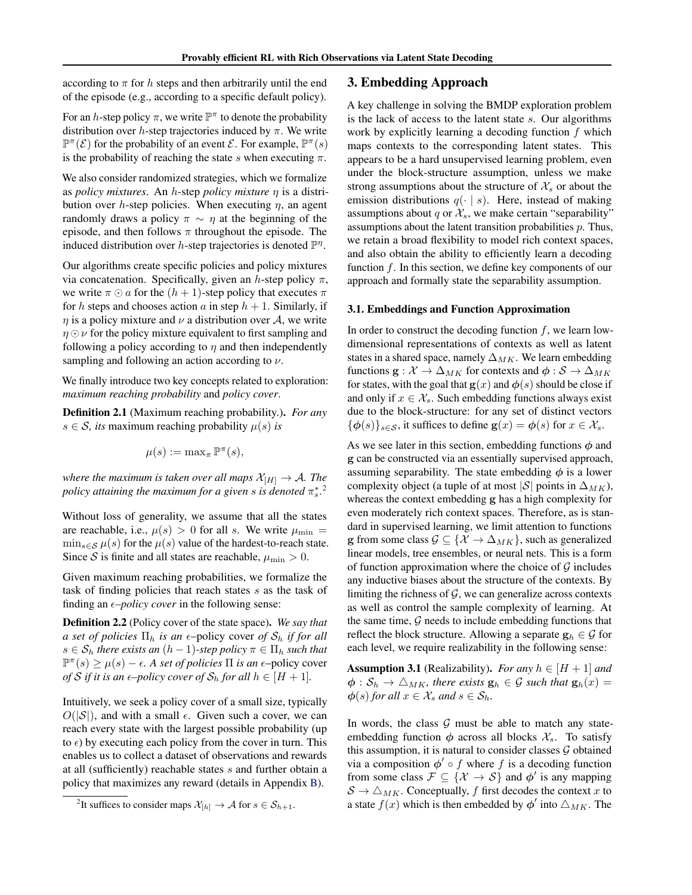according to $\pi$ for $h$ steps and then arbitrarily until the end of the episode (e.g., according to a specific default policy).

For an $h$-step policy $\pi$, we write $\mathbb{P}^\pi$ to denote the probability distribution over $h$-step trajectories induced by $\pi$. We write $\mathbb{P}^\pi(\mathcal{E})$ for the probability of an event $\mathcal{E}$. For example, $\mathbb{P}^\pi(s)$ is the probability of reaching the state $s$ when executing $\pi$.

We also consider randomized strategies, which we formalize as *policy mixtures*. An $h$-step *policy mixture* $\eta$ is a distribution over $h$-step policies. When executing $\eta$, an agent randomly draws a policy $\pi \sim \eta$ at the beginning of the episode, and then follows $\pi$ throughout the episode. The induced distribution over $h$-step trajectories is denoted $\mathbb{P}^\eta$.

Our algorithms create specific policies and policy mixtures via concatenation. Specifically, given an $h$-step policy $\pi$, we write $\pi \odot a$ for the $(h+1)$-step policy that executes $\pi$ for $h$ steps and chooses action $a$ in step $h+1$. Similarly, if $\eta$ is a policy mixture and $\nu$ a distribution over $\mathcal{A}$, we write $\eta \odot \nu$ for the policy mixture equivalent to first sampling and following a policy according to $\eta$ and then independently sampling and following an action according to $\nu$.

We finally introduce two key concepts related to exploration: *maximum reaching probability* and *policy cover*.

**Definition 2.1** (Maximum reaching probability.)**.** *For any $s \in \mathcal{S}$, its* maximum reaching probability *$\mu(s)$ is*

$$\mu(s) := \max_\pi \mathbb{P}^\pi(s),$$

*where the maximum is taken over all maps $\mathcal{X}_{[H]} \to \mathcal{A}$. The policy attaining the maximum for a given $s$ is denoted $\pi_s^*$.*[2]

Without loss of generality, we assume that all the states are reachable, i.e., $\mu(s) > 0$ for all $s$. We write $\mu_{\min} = \min_{s \in \mathcal{S}} \mu(s)$ for the $\mu(s)$ value of the hardest-to-reach state. Since $\mathcal{S}$ is finite and all states are reachable, $\mu_{\min} > 0$.

Given maximum reaching probabilities, we formalize the task of finding policies that reach states $s$ as the task of finding an $\epsilon$*–policy cover* in the following sense:

**Definition 2.2** (Policy cover of the state space)**.** *We say that a set of policies $\Pi_h$ is an $\epsilon$–*policy cover *of $\mathcal{S}_h$ if for all $s \in \mathcal{S}_h$ there exists an $(h-1)$-step policy $\pi \in \Pi_h$ such that $\mathbb{P}^\pi(s) \geq \mu(s) - \epsilon$. A set of policies $\Pi$ is an $\epsilon$–*policy cover *of $\mathcal{S}$ if it is an $\epsilon$–policy cover of $\mathcal{S}_h$ for all $h \in [H+1]$.*

Intuitively, we seek a policy cover of a small size, typically $O(|\mathcal{S}|)$, and with a small $\epsilon$. Given such a cover, we can reach every state with the largest possible probability (up to $\epsilon$) by executing each policy from the cover in turn. This enables us to collect a dataset of observations and rewards at all (sufficiently) reachable states $s$ and further obtain a policy that maximizes any reward (details in Appendix B).

[2] It suffices to consider maps $\mathcal{X}_{[h]} \to \mathcal{A}$ for $s \in \mathcal{S}_{h+1}$.

## 3. Embedding Approach

A key challenge in solving the BMDP exploration problem is the lack of access to the latent state $s$. Our algorithms work by explicitly learning a decoding function $f$ which maps contexts to the corresponding latent states. This appears to be a hard unsupervised learning problem, even under the block-structure assumption, unless we make strong assumptions about the structure of $\mathcal{X}_s$ or about the emission distributions $q(\cdot \mid s)$. Here, instead of making assumptions about $q$ or $\mathcal{X}_s$, we make certain "separability" assumptions about the latent transition probabilities $p$. Thus, we retain a broad flexibility to model rich context spaces, and also obtain the ability to efficiently learn a decoding function $f$. In this section, we define key components of our approach and formally state the separability assumption.

### 3.1. Embeddings and Function Approximation

In order to construct the decoding function $f$, we learn low-dimensional representations of contexts as well as latent states in a shared space, namely $\Delta_{MK}$. We learn embedding functions $\mathbf{g} : \mathcal{X} \to \Delta_{MK}$ for contexts and $\boldsymbol{\phi} : \mathcal{S} \to \Delta_{MK}$ for states, with the goal that $\mathbf{g}(x)$ and $\boldsymbol{\phi}(s)$ should be close if and only if $x \in \mathcal{X}_s$. Such embedding functions always exist due to the block-structure: for any set of distinct vectors $\{\boldsymbol{\phi}(s)\}_{s \in \mathcal{S}}$, it suffices to define $\mathbf{g}(x) = \boldsymbol{\phi}(s)$ for $x \in \mathcal{X}_s$.

As we see later in this section, embedding functions $\boldsymbol{\phi}$ and $\mathbf{g}$ can be constructed via an essentially supervised approach, assuming separability. The state embedding $\boldsymbol{\phi}$ is a lower complexity object (a tuple of at most $|\mathcal{S}|$ points in $\Delta_{MK}$), whereas the context embedding $\mathbf{g}$ has a high complexity for even moderately rich context spaces. Therefore, as is standard in supervised learning, we limit attention to functions $\mathbf{g}$ from some class $\mathcal{G} \subseteq \{\mathcal{X} \to \Delta_{MK}\}$, such as generalized linear models, tree ensembles, or neural nets. This is a form of function approximation where the choice of $\mathcal{G}$ includes any inductive biases about the structure of the contexts. By limiting the richness of $\mathcal{G}$, we can generalize across contexts as well as control the sample complexity of learning. At the same time, $\mathcal{G}$ needs to include embedding functions that reflect the block structure. Allowing a separate $\mathbf{g}_h \in \mathcal{G}$ for each level, we require realizability in the following sense:

**Assumption 3.1** (Realizability)**.** *For any $h \in [H+1]$ and $\boldsymbol{\phi} : \mathcal{S}_h \to \triangle_{MK}$, there exists $\mathbf{g}_h \in \mathcal{G}$ such that $\mathbf{g}_h(x) = \boldsymbol{\phi}(s)$ for all $x \in \mathcal{X}_s$ and $s \in \mathcal{S}_h$.*

In words, the class $\mathcal{G}$ must be able to match any state-embedding function $\boldsymbol{\phi}$ across all blocks $\mathcal{X}_s$. To satisfy this assumption, it is natural to consider classes $\mathcal{G}$ obtained via a composition $\boldsymbol{\phi}' \circ f$ where $f$ is a decoding function from some class $\mathcal{F} \subseteq \{\mathcal{X} \to \mathcal{S}\}$ and $\boldsymbol{\phi}'$ is any mapping $\mathcal{S} \to \triangle_{MK}$. Conceptually, $f$ first decodes the context $x$ to a state $f(x)$ which is then embedded by $\boldsymbol{\phi}'$ into $\triangle_{MK}$. The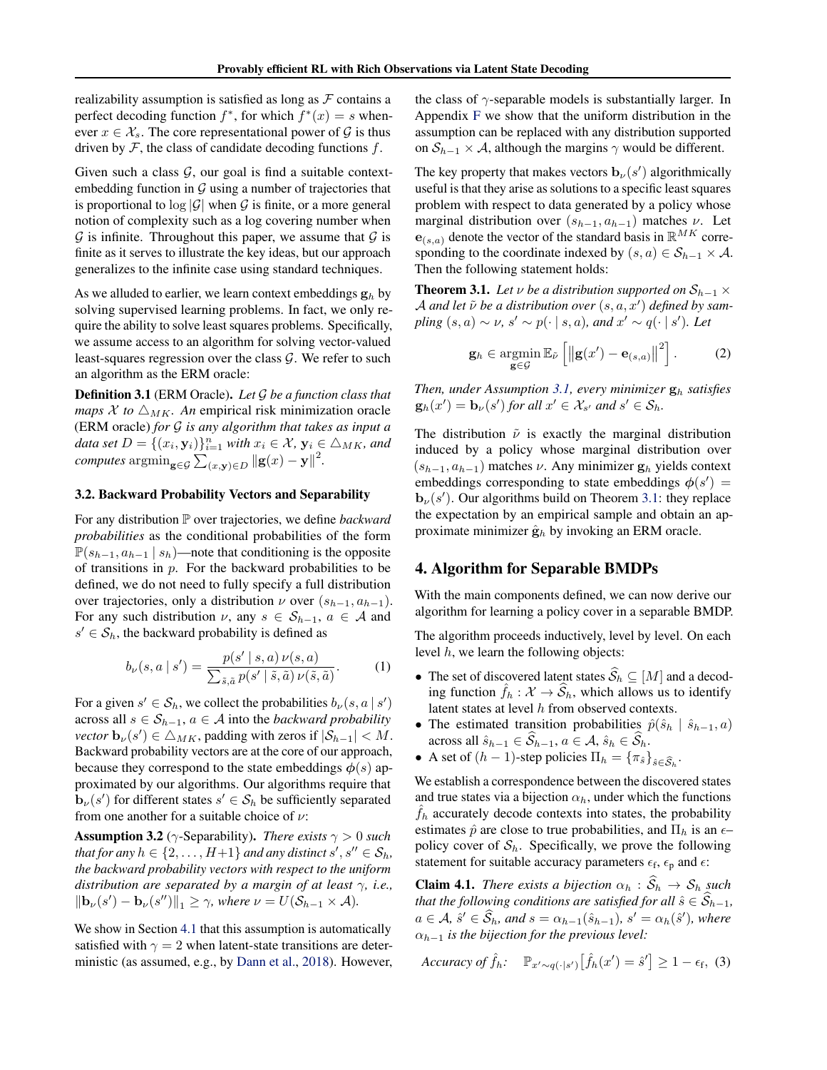realizability assumption is satisfied as long as $\mathcal{F}$ contains a perfect decoding function $f^*$, for which $f^*(x) = s$ whenever $x \in \mathcal{X}_s$. The core representational power of $\mathcal{G}$ is thus driven by $\mathcal{F}$, the class of candidate decoding functions $f$.

Given such a class $\mathcal{G}$, our goal is find a suitable context-embedding function in $\mathcal{G}$ using a number of trajectories that is proportional to $\log |\mathcal{G}|$ when $\mathcal{G}$ is finite, or a more general notion of complexity such as a log covering number when $\mathcal{G}$ is infinite. Throughout this paper, we assume that $\mathcal{G}$ is finite as it serves to illustrate the key ideas, but our approach generalizes to the infinite case using standard techniques.

As we alluded to earlier, we learn context embeddings $\mathbf{g}_h$ by solving supervised learning problems. In fact, we only require the ability to solve least squares problems. Specifically, we assume access to an algorithm for solving vector-valued least-squares regression over the class $\mathcal{G}$. We refer to such an algorithm as the ERM oracle:

**Definition 3.1** (ERM Oracle). *Let $\mathcal{G}$ be a function class that maps $\mathcal{X}$ to $\triangle_{MK}$. An* empirical risk minimization oracle (ERM oracle) *for $\mathcal{G}$ is any algorithm that takes as input a data set $D = \{(x_i, \mathbf{y}_i)\}_{i=1}^n$ with $x_i \in \mathcal{X}$, $\mathbf{y}_i \in \triangle_{MK}$, and computes $\operatorname{argmin}_{\mathbf{g}\in\mathcal{G}} \sum_{(x,\mathbf{y})\in D} \|\mathbf{g}(x) - \mathbf{y}\|^2$.*

### 3.2. Backward Probability Vectors and Separability

For any distribution $\mathbb{P}$ over trajectories, we define *backward probabilities* as the conditional probabilities of the form $\mathbb{P}(s_{h-1}, a_{h-1} \mid s_h)$—note that conditioning is the opposite of transitions in $p$. For the backward probabilities to be defined, we do not need to fully specify a full distribution over trajectories, only a distribution $\nu$ over $(s_{h-1}, a_{h-1})$. For any such distribution $\nu$, any $s \in \mathcal{S}_{h-1}$, $a \in \mathcal{A}$ and $s' \in \mathcal{S}_h$, the backward probability is defined as

$$b_\nu(s, a \mid s') = \frac{p(s' \mid s, a)\, \nu(s, a)}{\sum_{\tilde{s},\tilde{a}} p(s' \mid \tilde{s}, \tilde{a})\, \nu(\tilde{s}, \tilde{a})}. \tag{1}$$

For a given $s' \in \mathcal{S}_h$, we collect the probabilities $b_\nu(s, a \mid s')$ across all $s \in \mathcal{S}_{h-1}$, $a \in \mathcal{A}$ into the *backward probability vector* $\mathbf{b}_\nu(s') \in \triangle_{MK}$, padding with zeros if $|\mathcal{S}_{h-1}| < M$. Backward probability vectors are at the core of our approach, because they correspond to the state embeddings $\boldsymbol{\phi}(s)$ approximated by our algorithms. Our algorithms require that $\mathbf{b}_\nu(s')$ for different states $s' \in \mathcal{S}_h$ be sufficiently separated from one another for a suitable choice of $\nu$:

**Assumption 3.2** ($\gamma$-Separability). *There exists $\gamma > 0$ such that for any $h \in \{2, \ldots, H+1\}$ and any distinct $s', s'' \in \mathcal{S}_h$, the backward probability vectors with respect to the uniform distribution are separated by a margin of at least $\gamma$, i.e., $\|\mathbf{b}_\nu(s') - \mathbf{b}_\nu(s'')\|_1 \geq \gamma$, where $\nu = U(\mathcal{S}_{h-1} \times \mathcal{A})$.*

We show in Section 4.1 that this assumption is automatically satisfied with $\gamma = 2$ when latent-state transitions are deterministic (as assumed, e.g., by Dann et al., 2018). However, the class of $\gamma$-separable models is substantially larger. In Appendix F we show that the uniform distribution in the assumption can be replaced with any distribution supported on $\mathcal{S}_{h-1} \times \mathcal{A}$, although the margins $\gamma$ would be different.

The key property that makes vectors $\mathbf{b}_\nu(s')$ algorithmically useful is that they arise as solutions to a specific least squares problem with respect to data generated by a policy whose marginal distribution over $(s_{h-1}, a_{h-1})$ matches $\nu$. Let $\mathbf{e}_{(s,a)}$ denote the vector of the standard basis in $\mathbb{R}^{MK}$ corresponding to the coordinate indexed by $(s, a) \in \mathcal{S}_{h-1} \times \mathcal{A}$. Then the following statement holds:

**Theorem 3.1.** *Let $\nu$ be a distribution supported on $\mathcal{S}_{h-1} \times \mathcal{A}$ and let $\tilde{\nu}$ be a distribution over $(s, a, x')$ defined by sampling $(s, a) \sim \nu$, $s' \sim p(\cdot \mid s, a)$, and $x' \sim q(\cdot \mid s')$. Let*

$$\mathbf{g}_h \in \operatorname*{argmin}_{\mathbf{g}\in\mathcal{G}} \mathbb{E}_{\tilde{\nu}}\left[\left\|\mathbf{g}(x') - \mathbf{e}_{(s,a)}\right\|^2\right]. \tag{2}$$

*Then, under Assumption 3.1, every minimizer $\mathbf{g}_h$ satisfies $\mathbf{g}_h(x') = \mathbf{b}_\nu(s')$ for all $x' \in \mathcal{X}_{s'}$ and $s' \in \mathcal{S}_h$.*

The distribution $\tilde{\nu}$ is exactly the marginal distribution induced by a policy whose marginal distribution over $(s_{h-1}, a_{h-1})$ matches $\nu$. Any minimizer $\mathbf{g}_h$ yields context embeddings corresponding to state embeddings $\boldsymbol{\phi}(s') = \mathbf{b}_\nu(s')$. Our algorithms build on Theorem 3.1: they replace the expectation by an empirical sample and obtain an approximate minimizer $\hat{\mathbf{g}}_h$ by invoking an ERM oracle.

## 4. Algorithm for Separable BMDPs

With the main components defined, we can now derive our algorithm for learning a policy cover in a separable BMDP.

The algorithm proceeds inductively, level by level. On each level $h$, we learn the following objects:

- The set of discovered latent states $\widehat{\mathcal{S}}_h \subseteq [M]$ and a decoding function $\hat{f}_h : \mathcal{X} \to \widehat{\mathcal{S}}_h$, which allows us to identify latent states at level $h$ from observed contexts.
- The estimated transition probabilities $\hat{p}(\hat{s}_h \mid \hat{s}_{h-1}, a)$ across all $\hat{s}_{h-1} \in \widehat{\mathcal{S}}_{h-1}$, $a \in \mathcal{A}$, $\hat{s}_h \in \widehat{\mathcal{S}}_h$.
- A set of $(h-1)$-step policies $\Pi_h = \{\pi_{\hat{s}}\}_{\hat{s}\in\widehat{\mathcal{S}}_h}$.

We establish a correspondence between the discovered states and true states via a bijection $\alpha_h$, under which the functions $\hat{f}_h$ accurately decode contexts into states, the probability estimates $\hat{p}$ are close to true probabilities, and $\Pi_h$ is an $\epsilon$–policy cover of $\mathcal{S}_h$. Specifically, we prove the following statement for suitable accuracy parameters $\epsilon_{\mathrm{f}}$, $\epsilon_{\mathrm{p}}$ and $\epsilon$:

**Claim 4.1.** *There exists a bijection $\alpha_h : \widehat{\mathcal{S}}_h \to \mathcal{S}_h$ such that the following conditions are satisfied for all $\hat{s} \in \widehat{\mathcal{S}}_{h-1}$, $a \in \mathcal{A}$, $\hat{s}' \in \widehat{\mathcal{S}}_h$, and $s = \alpha_{h-1}(\hat{s}_{h-1})$, $s' = \alpha_h(\hat{s}')$, where $\alpha_{h-1}$ is the bijection for the previous level:*

*Accuracy of $\hat{f}_h$:* $\quad \mathbb{P}_{x'\sim q(\cdot|s')}\big[\hat{f}_h(x') = \hat{s}'\big] \geq 1 - \epsilon_{\mathrm{f}}, \quad (3)$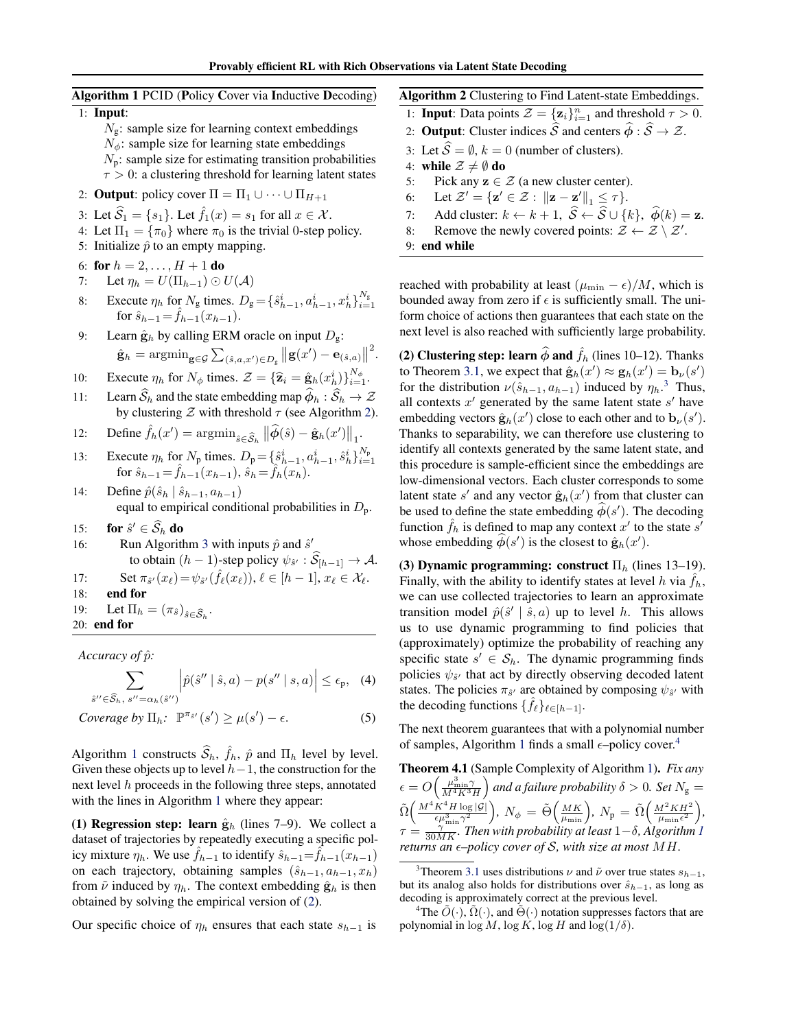**Algorithm 1** PCID (**P**olicy **C**over via **I**nductive **D**ecoding)

1: **Input**:
   $N_{\text{g}}$: sample size for learning context embeddings
   $N_\phi$: sample size for learning state embeddings
   $N_{\text{p}}$: sample size for estimating transition probabilities
   $\tau > 0$: a clustering threshold for learning latent states
2: **Output**: policy cover $\Pi = \Pi_1 \cup \dots \cup \Pi_{H+1}$
3: Let $\widehat{\mathcal{S}}_1 = \{s_1\}$. Let $\hat{f}_1(x) = s_1$ for all $x \in \mathcal{X}$.
4: Let $\Pi_1 = \{\pi_0\}$ where $\pi_0$ is the trivial 0-step policy.
5: Initialize $\hat{p}$ to an empty mapping.
6: **for** $h = 2, \dots, H+1$ **do**
7: Let $\eta_h = U(\Pi_{h-1}) \odot U(\mathcal{A})$
8: Execute $\eta_h$ for $N_{\text{g}}$ times. $D_{\text{g}} = \{\hat{s}^i_{h-1}, a^i_{h-1}, x^i_h\}_{i=1}^{N_{\text{g}}}$ for $\hat{s}_{h-1} = \hat{f}_{h-1}(x_{h-1})$.
9: Learn $\hat{\mathbf{g}}_h$ by calling ERM oracle on input $D_{\text{g}}$:
$\hat{\mathbf{g}}_h = \operatorname{argmin}_{\mathbf{g} \in \mathcal{G}} \sum_{(\hat{s},a,x') \in D_{\text{g}}} \left\| \mathbf{g}(x') - \mathbf{e}_{(\hat{s},a)} \right\|^2$.
10: Execute $\eta_h$ for $N_\phi$ times. $\mathcal{Z} = \{\hat{\mathbf{z}}_i = \hat{\mathbf{g}}_h(x^i_h)\}_{i=1}^{N_\phi}$.
11: Learn $\widehat{\mathcal{S}}_h$ and the state embedding map $\widehat{\boldsymbol{\phi}}_h : \widehat{\mathcal{S}}_h \to \mathcal{Z}$ by clustering $\mathcal{Z}$ with threshold $\tau$ (see Algorithm 2).
12: Define $\hat{f}_h(x') = \operatorname{argmin}_{\hat{s} \in \widehat{\mathcal{S}}_h} \left\| \widehat{\boldsymbol{\phi}}(\hat{s}) - \hat{\mathbf{g}}_h(x') \right\|_1$.
13: Execute $\eta_h$ for $N_{\text{p}}$ times. $D_{\text{p}} = \{\hat{s}^i_{h-1}, a^i_{h-1}, \hat{s}^i_h\}_{i=1}^{N_{\text{p}}}$ for $\hat{s}_{h-1} = \hat{f}_{h-1}(x_{h-1})$, $\hat{s}_h = \hat{f}_h(x_h)$.
14: Define $\hat{p}(\hat{s}_h \mid \hat{s}_{h-1}, a_{h-1})$ equal to empirical conditional probabilities in $D_{\text{p}}$.
15: **for** $\hat{s}' \in \widehat{\mathcal{S}}_h$ **do**
16: Run Algorithm 3 with inputs $\hat{p}$ and $\hat{s}'$ to obtain $(h-1)$-step policy $\psi_{\hat{s}'} : \widehat{\mathcal{S}}_{[h-1]} \to \mathcal{A}$.
17: Set $\pi_{\hat{s}'}(x_\ell) = \psi_{\hat{s}'}(\hat{f}_\ell(x_\ell))$, $\ell \in [h-1]$, $x_\ell \in \mathcal{X}_\ell$.
18: **end for**
19: Let $\Pi_h = (\pi_{\hat{s}})_{\hat{s} \in \widehat{\mathcal{S}}_h}$.
20: **end for**

*Accuracy of* $\hat{p}$*:*

$$\sum_{\hat{s}'' \in \widehat{\mathcal{S}}_h,\, s'' = \alpha_h(\hat{s}'')} \left| \hat{p}(\hat{s}'' \mid \hat{s}, a) - p(s'' \mid s, a) \right| \le \epsilon_{\text{p}}, \quad (4)$$

*Coverage by* $\Pi_h$*:* $\mathbb{P}^{\pi_{\hat{s}'}}(s') \ge \mu(s') - \epsilon. \quad (5)$

Algorithm 1 constructs $\widehat{\mathcal{S}}_h$, $\hat{f}_h$, $\hat{p}$ and $\Pi_h$ level by level. Given these objects up to level $h-1$, the construction for the next level $h$ proceeds in the following three steps, annotated with the lines in Algorithm 1 where they appear:

**(1) Regression step: learn $\hat{\mathbf{g}}_h$ (lines 7–9).** We collect a dataset of trajectories by repeatedly executing a specific policy mixture $\eta_h$. We use $\hat{f}_{h-1}$ to identify $\hat{s}_{h-1} = \hat{f}_{h-1}(x_{h-1})$ on each trajectory, obtaining samples $(\hat{s}_{h-1}, a_{h-1}, x_h)$ from $\tilde{\nu}$ induced by $\eta_h$. The context embedding $\hat{\mathbf{g}}_h$ is then obtained by solving the empirical version of (2).

Our specific choice of $\eta_h$ ensures that each state $s_{h-1}$ is reached with probability at least $(\mu_{\min} - \epsilon)/M$, which is bounded away from zero if $\epsilon$ is sufficiently small. The uniform choice of actions then guarantees that each state on the next level is also reached with sufficiently large probability.

**Algorithm 2** Clustering to Find Latent-state Embeddings.

1: **Input**: Data points $\mathcal{Z} = \{\mathbf{z}_i\}_{i=1}^n$ and threshold $\tau > 0$.
2: **Output**: Cluster indices $\widehat{\mathcal{S}}$ and centers $\widehat{\boldsymbol{\phi}} : \widehat{\mathcal{S}} \to \mathcal{Z}$.
3: Let $\widehat{\mathcal{S}} = \emptyset$, $k = 0$ (number of clusters).
4: **while** $\mathcal{Z} \neq \emptyset$ **do**
5: Pick any $\mathbf{z} \in \mathcal{Z}$ (a new cluster center).
6: Let $\mathcal{Z}' = \{\mathbf{z}' \in \mathcal{Z} : \left\| \mathbf{z} - \mathbf{z}' \right\|_1 \le \tau\}$.
7: Add cluster: $k \leftarrow k+1$, $\widehat{\mathcal{S}} \leftarrow \widehat{\mathcal{S}} \cup \{k\}$, $\widehat{\boldsymbol{\phi}}(k) = \mathbf{z}$.
8: Remove the newly covered points: $\mathcal{Z} \leftarrow \mathcal{Z} \setminus \mathcal{Z}'$.
9: **end while**

**(2) Clustering step: learn $\widehat{\boldsymbol{\phi}}$ and $\hat{f}_h$ (lines 10–12).** Thanks to Theorem 3.1, we expect that $\hat{\mathbf{g}}_h(x') \approx \mathbf{g}_h(x') = \mathbf{b}_\nu(s')$ for the distribution $\nu(\hat{s}_{h-1}, a_{h-1})$ induced by $\eta_h$.[3] Thus, all contexts $x'$ generated by the same latent state $s'$ have embedding vectors $\hat{\mathbf{g}}_h(x')$ close to each other and to $\mathbf{b}_\nu(s')$. Thanks to separability, we can therefore use clustering to identify all contexts generated by the same latent state, and this procedure is sample-efficient since the embeddings are low-dimensional vectors. Each cluster corresponds to some latent state $s'$ and any vector $\hat{\mathbf{g}}_h(x')$ from that cluster can be used to define the state embedding $\widehat{\boldsymbol{\phi}}(s')$. The decoding function $\hat{f}_h$ is defined to map any context $x'$ to the state $s'$ whose embedding $\widehat{\boldsymbol{\phi}}(s')$ is the closest to $\hat{\mathbf{g}}_h(x')$.

**(3) Dynamic programming: construct $\Pi_h$ (lines 13–19).** Finally, with the ability to identify states at level $h$ via $\hat{f}_h$, we can use collected trajectories to learn an approximate transition model $\hat{p}(\hat{s}' \mid \hat{s}, a)$ up to level $h$. This allows us to use dynamic programming to find policies that (approximately) optimize the probability of reaching any specific state $s' \in \mathcal{S}_h$. The dynamic programming finds policies $\psi_{\hat{s}'}$ that act by directly observing decoded latent states. The policies $\pi_{\hat{s}'}$ are obtained by composing $\psi_{\hat{s}'}$ with the decoding functions $\{\hat{f}_\ell\}_{\ell \in [h-1]}$.

The next theorem guarantees that with a polynomial number of samples, Algorithm 1 finds a small $\epsilon$–policy cover.[4]

**Theorem 4.1** (Sample Complexity of Algorithm 1). *Fix any* $\epsilon = O\left(\frac{\mu_{\min}^3 \gamma}{M^4 K^3 H}\right)$ *and a failure probability* $\delta > 0$*. Set* $N_{\text{g}} = \tilde{\Omega}\left(\frac{M^4 K^4 H \log|\mathcal{G}|}{\epsilon \mu_{\min}^3 \gamma^2}\right)$*,* $N_\phi = \tilde{\Theta}\left(\frac{MK}{\mu_{\min}}\right)$*,* $N_{\text{p}} = \tilde{\Omega}\left(\frac{M^2 K H^2}{\mu_{\min} \epsilon^2}\right)$*,* $\tau = \frac{\gamma}{30MK}$*. Then with probability at least* $1-\delta$*, Algorithm 1 returns an* $\epsilon$*–policy cover of* $\mathcal{S}$*, with size at most* $MH$*.*

---

[3] Theorem 3.1 uses distributions $\nu$ and $\tilde{\nu}$ over true states $s_{h-1}$, but its analog also holds for distributions over $\hat{s}_{h-1}$, as long as decoding is approximately correct at the previous level.

[4] The $\tilde{O}(\cdot)$, $\tilde{\Omega}(\cdot)$, and $\tilde{\Theta}(\cdot)$ notation suppresses factors that are polynomial in $\log M$, $\log K$, $\log H$ and $\log(1/\delta)$.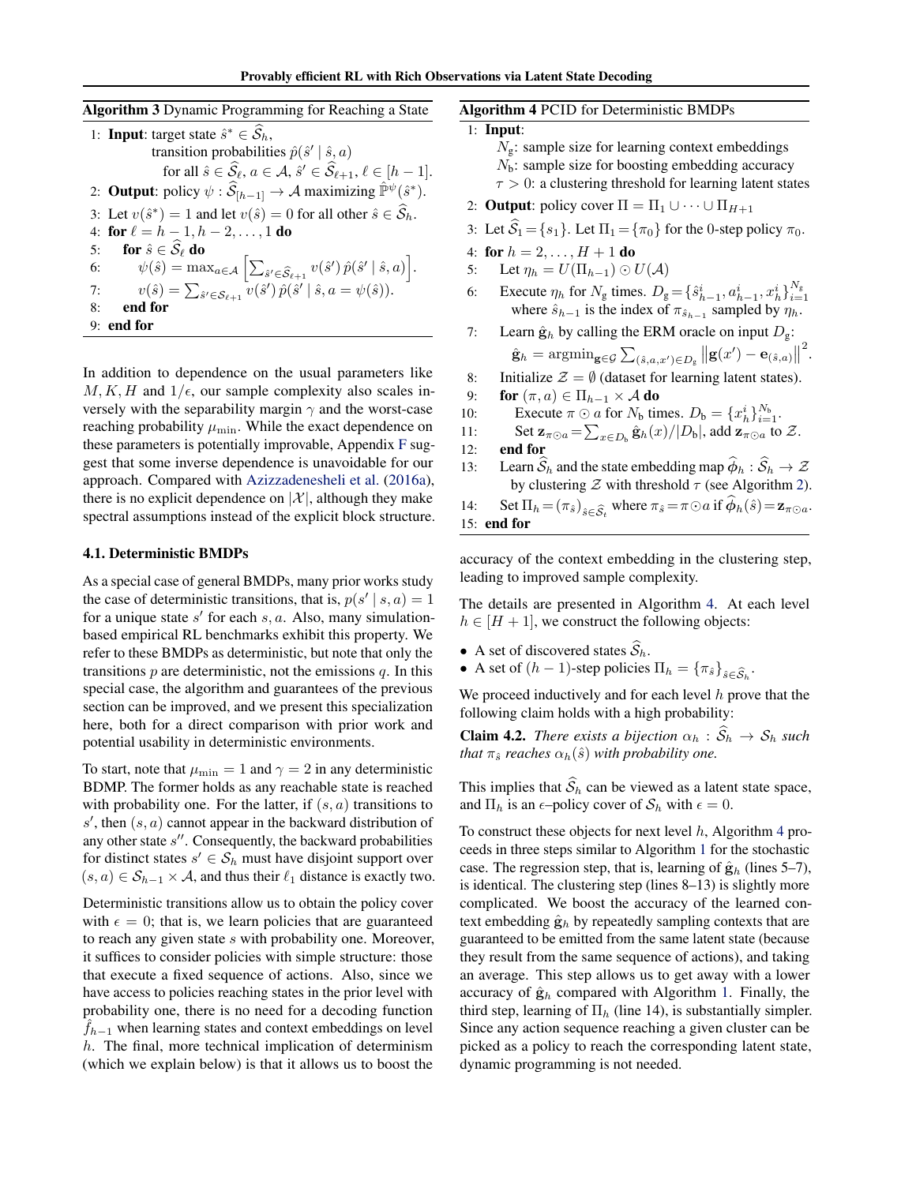**Algorithm 3** Dynamic Programming for Reaching a State

1: **Input**: target state $\hat{s}^* \in \widehat{\mathcal{S}}_h$,
 transition probabilities $\hat{p}(\hat{s}' \mid \hat{s}, a)$
 for all $\hat{s} \in \widehat{\mathcal{S}}_\ell$, $a \in \mathcal{A}$, $\hat{s}' \in \widehat{\mathcal{S}}_{\ell+1}$, $\ell \in [h-1]$.
2: **Output**: policy $\psi : \widehat{\mathcal{S}}_{[h-1]} \to \mathcal{A}$ maximizing $\hat{\mathbb{P}}^\psi(\hat{s}^*)$.
3: Let $v(\hat{s}^*) = 1$ and let $v(\hat{s}) = 0$ for all other $\hat{s} \in \widehat{\mathcal{S}}_h$.
4: **for** $\ell = h-1, h-2, \ldots, 1$ **do**
5: **for** $\hat{s} \in \widehat{\mathcal{S}}_\ell$ **do**
6: $\psi(\hat{s}) = \max_{a \in \mathcal{A}} \Big[ \sum_{\hat{s}' \in \widehat{\mathcal{S}}_{\ell+1}} v(\hat{s}')\, \hat{p}(\hat{s}' \mid \hat{s}, a) \Big]$.
7: $v(\hat{s}) = \sum_{\hat{s}' \in \mathcal{S}_{\ell+1}} v(\hat{s}')\, \hat{p}(\hat{s}' \mid \hat{s}, a = \psi(\hat{s}))$.
8: **end for**
9: **end for**

In addition to dependence on the usual parameters like $M, K, H$ and $1/\epsilon$, our sample complexity also scales inversely with the separability margin $\gamma$ and the worst-case reaching probability $\mu_{\min}$. While the exact dependence on these parameters is potentially improvable, Appendix F suggest that some inverse dependence is unavoidable for our approach. Compared with Azizzadenesheli et al. (2016a), there is no explicit dependence on $|\mathcal{X}|$, although they make spectral assumptions instead of the explicit block structure.

### 4.1. Deterministic BMDPs

As a special case of general BMDPs, many prior works study the case of deterministic transitions, that is, $p(s' \mid s, a) = 1$ for a unique state $s'$ for each $s, a$. Also, many simulation-based empirical RL benchmarks exhibit this property. We refer to these BMDPs as deterministic, but note that only the transitions $p$ are deterministic, not the emissions $q$. In this special case, the algorithm and guarantees of the previous section can be improved, and we present this specialization here, both for a direct comparison with prior work and potential usability in deterministic environments.

To start, note that $\mu_{\min} = 1$ and $\gamma = 2$ in any deterministic BDMP. The former holds as any reachable state is reached with probability one. For the latter, if $(s, a)$ transitions to $s'$, then $(s, a)$ cannot appear in the backward distribution of any other state $s''$. Consequently, the backward probabilities for distinct states $s' \in \mathcal{S}_h$ must have disjoint support over $(s, a) \in \mathcal{S}_{h-1} \times \mathcal{A}$, and thus their $\ell_1$ distance is exactly two.

Deterministic transitions allow us to obtain the policy cover with $\epsilon = 0$; that is, we learn policies that are guaranteed to reach any given state $s$ with probability one. Moreover, it suffices to consider policies with simple structure: those that execute a fixed sequence of actions. Also, since we have access to policies reaching states in the prior level with probability one, there is no need for a decoding function $\hat{f}_{h-1}$ when learning states and context embeddings on level $h$. The final, more technical implication of determinism (which we explain below) is that it allows us to boost the accuracy of the context embedding in the clustering step, leading to improved sample complexity.

**Algorithm 4** PCID for Deterministic BMDPs

1: **Input**:
 $N_{\mathrm{g}}$: sample size for learning context embeddings
 $N_{\mathrm{b}}$: sample size for boosting embedding accuracy
 $\tau > 0$: a clustering threshold for learning latent states
2: **Output**: policy cover $\Pi = \Pi_1 \cup \cdots \cup \Pi_{H+1}$
3: Let $\widehat{\mathcal{S}}_1 = \{s_1\}$. Let $\Pi_1 = \{\pi_0\}$ for the 0-step policy $\pi_0$.
4: **for** $h = 2, \ldots, H+1$ **do**
5: Let $\eta_h = U(\Pi_{h-1}) \odot U(\mathcal{A})$
6: Execute $\eta_h$ for $N_{\mathrm{g}}$ times. $D_{\mathrm{g}} = \{\hat{s}^i_{h-1}, a^i_{h-1}, x^i_h\}_{i=1}^{N_{\mathrm{g}}}$ where $\hat{s}_{h-1}$ is the index of $\pi_{\hat{s}_{h-1}}$ sampled by $\eta_h$.
7: Learn $\hat{\mathbf{g}}_h$ by calling the ERM oracle on input $D_{\mathrm{g}}$:
 $\hat{\mathbf{g}}_h = \operatorname{argmin}_{\mathbf{g} \in \mathcal{G}} \sum_{(\hat{s}, a, x') \in D_{\mathrm{g}}} \left\| \mathbf{g}(x') - \mathbf{e}_{(\hat{s}, a)} \right\|^2$.
8: Initialize $\mathcal{Z} = \emptyset$ (dataset for learning latent states).
9: **for** $(\pi, a) \in \Pi_{h-1} \times \mathcal{A}$ **do**
10: Execute $\pi \odot a$ for $N_{\mathrm{b}}$ times. $D_{\mathrm{b}} = \{x^i_h\}_{i=1}^{N_{\mathrm{b}}}$.
11: Set $\mathbf{z}_{\pi \odot a} = \sum_{x \in D_{\mathrm{b}}} \hat{\mathbf{g}}_h(x)/|D_{\mathrm{b}}|$, add $\mathbf{z}_{\pi \odot a}$ to $\mathcal{Z}$.
12: **end for**
13: Learn $\widehat{\mathcal{S}}_h$ and the state embedding map $\widehat{\phi}_h : \widehat{\mathcal{S}}_h \to \mathcal{Z}$ by clustering $\mathcal{Z}$ with threshold $\tau$ (see Algorithm 2).
14: Set $\Pi_h = (\pi_{\hat{s}})_{\hat{s} \in \widehat{\mathcal{S}}_t}$ where $\pi_{\hat{s}} = \pi \odot a$ if $\widehat{\phi}_h(\hat{s}) = \mathbf{z}_{\pi \odot a}$.
15: **end for**

The details are presented in Algorithm 4. At each level $h \in [H+1]$, we construct the following objects:

- A set of discovered states $\widehat{\mathcal{S}}_h$.
- A set of $(h-1)$-step policies $\Pi_h = \{\pi_{\hat{s}}\}_{\hat{s} \in \widehat{\mathcal{S}}_h}$.

We proceed inductively and for each level $h$ prove that the following claim holds with a high probability:

**Claim 4.2.** *There exists a bijection $\alpha_h : \widehat{\mathcal{S}}_h \to \mathcal{S}_h$ such that $\pi_{\hat{s}}$ reaches $\alpha_h(\hat{s})$ with probability one.*

This implies that $\widehat{\mathcal{S}}_h$ can be viewed as a latent state space, and $\Pi_h$ is an $\epsilon$–policy cover of $\mathcal{S}_h$ with $\epsilon = 0$.

To construct these objects for next level $h$, Algorithm 4 proceeds in three steps similar to Algorithm 1 for the stochastic case. The regression step, that is, learning of $\hat{\mathbf{g}}_h$ (lines 5–7), is identical. The clustering step (lines 8–13) is slightly more complicated. We boost the accuracy of the learned context embedding $\hat{\mathbf{g}}_h$ by repeatedly sampling contexts that are guaranteed to be emitted from the same latent state (because they result from the same sequence of actions), and taking an average. This step allows us to get away with a lower accuracy of $\hat{\mathbf{g}}_h$ compared with Algorithm 1. Finally, the third step, learning of $\Pi_h$ (line 14), is substantially simpler. Since any action sequence reaching a given cluster can be picked as a policy to reach the corresponding latent state, dynamic programming is not needed.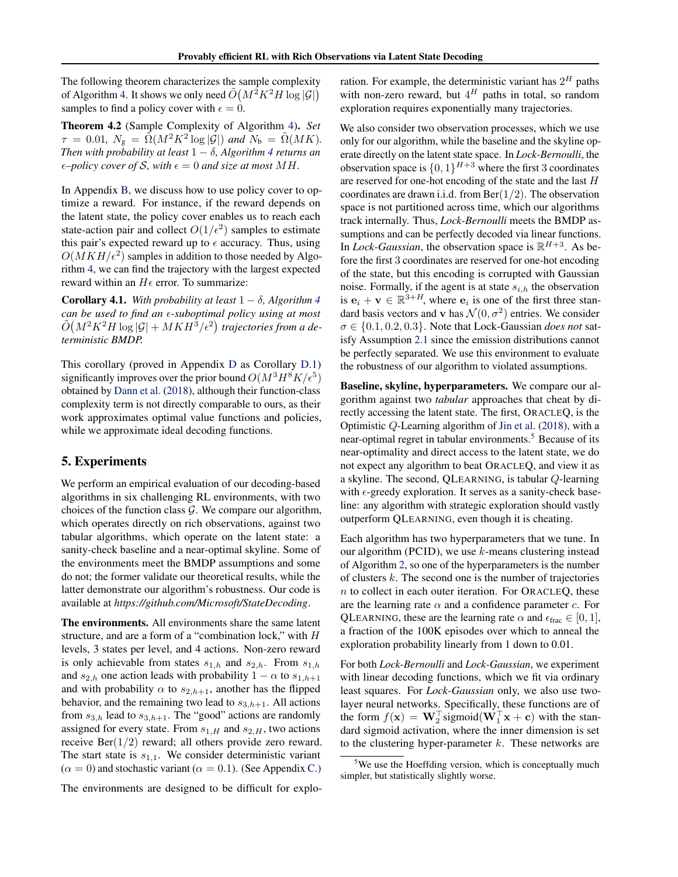The following theorem characterizes the sample complexity of Algorithm 4. It shows we only need $\tilde{O}\big(M^2K^2H\log|\mathcal{G}|\big)$ samples to find a policy cover with $\epsilon = 0$.

**Theorem 4.2** (Sample Complexity of Algorithm 4)**.** *Set $\tau = 0.01$, $N_{\text{g}} = \tilde{\Omega}(M^2K^2\log|\mathcal{G}|)$ and $N_{\text{b}} = \tilde{\Omega}(MK)$. Then with probability at least $1-\delta$, Algorithm 4 returns an $\epsilon$–policy cover of $\mathcal{S}$, with $\epsilon = 0$ and size at most $MH$.*

In Appendix B, we discuss how to use policy cover to optimize a reward. For instance, if the reward depends on the latent state, the policy cover enables us to reach each state-action pair and collect $O(1/\epsilon^2)$ samples to estimate this pair's expected reward up to $\epsilon$ accuracy. Thus, using $O(MKH/\epsilon^2)$ samples in addition to those needed by Algorithm 4, we can find the trajectory with the largest expected reward within an $H\epsilon$ error. To summarize:

**Corollary 4.1.** *With probability at least $1-\delta$, Algorithm 4 can be used to find an $\epsilon$-suboptimal policy using at most $\tilde{O}\big(M^2K^2H\log|\mathcal{G}| + MKH^3/\epsilon^2\big)$ trajectories from a deterministic BMDP.*

This corollary (proved in Appendix D as Corollary D.1) significantly improves over the prior bound $O(M^3H^8K/\epsilon^5)$ obtained by Dann et al. (2018), although their function-class complexity term is not directly comparable to ours, as their work approximates optimal value functions and policies, while we approximate ideal decoding functions.

## 5. Experiments

We perform an empirical evaluation of our decoding-based algorithms in six challenging RL environments, with two choices of the function class $\mathcal{G}$. We compare our algorithm, which operates directly on rich observations, against two tabular algorithms, which operate on the latent state: a sanity-check baseline and a near-optimal skyline. Some of the environments meet the BMDP assumptions and some do not; the former validate our theoretical results, while the latter demonstrate our algorithm's robustness. Our code is available at ***https://github.com/Microsoft/StateDecoding***.

**The environments.** All environments share the same latent structure, and are a form of a "combination lock," with $H$ levels, 3 states per level, and 4 actions. Non-zero reward is only achievable from states $s_{1,h}$ and $s_{2,h}$. From $s_{1,h}$ and $s_{2,h}$ one action leads with probability $1-\alpha$ to $s_{1,h+1}$ and with probability $\alpha$ to $s_{2,h+1}$, another has the flipped behavior, and the remaining two lead to $s_{3,h+1}$. All actions from $s_{3,h}$ lead to $s_{3,h+1}$. The "good" actions are randomly assigned for every state. From $s_{1,H}$ and $s_{2,H}$, two actions receive $\text{Ber}(1/2)$ reward; all others provide zero reward. The start state is $s_{1,1}$. We consider deterministic variant ($\alpha = 0$) and stochastic variant ($\alpha = 0.1$). (See Appendix C.)

The environments are designed to be difficult for exploration. For example, the deterministic variant has $2^H$ paths with non-zero reward, but $4^H$ paths in total, so random exploration requires exponentially many trajectories.

We also consider two observation processes, which we use only for our algorithm, while the baseline and the skyline operate directly on the latent state space. In *Lock-Bernoulli*, the observation space is $\{0,1\}^{H+3}$ where the first 3 coordinates are reserved for one-hot encoding of the state and the last $H$ coordinates are drawn i.i.d. from $\text{Ber}(1/2)$. The observation space is not partitioned across time, which our algorithms track internally. Thus, *Lock-Bernoulli* meets the BMDP assumptions and can be perfectly decoded via linear functions. In *Lock-Gaussian*, the observation space is $\mathbb{R}^{H+3}$. As before the first 3 coordinates are reserved for one-hot encoding of the state, but this encoding is corrupted with Gaussian noise. Formally, if the agent is at state $s_{i,h}$ the observation is $\mathbf{e}_i + \mathbf{v} \in \mathbb{R}^{3+H}$, where $\mathbf{e}_i$ is one of the first three standard basis vectors and $\mathbf{v}$ has $\mathcal{N}(0,\sigma^2)$ entries. We consider $\sigma \in \{0.1, 0.2, 0.3\}$. Note that Lock-Gaussian *does not* satisfy Assumption 2.1 since the emission distributions cannot be perfectly separated. We use this environment to evaluate the robustness of our algorithm to violated assumptions.

**Baseline, skyline, hyperparameters.** We compare our algorithm against two *tabular* approaches that cheat by directly accessing the latent state. The first, ORACLEQ, is the Optimistic $Q$-Learning algorithm of Jin et al. (2018), with a near-optimal regret in tabular environments.[5] Because of its near-optimality and direct access to the latent state, we do not expect any algorithm to beat ORACLEQ, and view it as a skyline. The second, QLEARNING, is tabular $Q$-learning with $\epsilon$-greedy exploration. It serves as a sanity-check baseline: any algorithm with strategic exploration should vastly outperform QLEARNING, even though it is cheating.

Each algorithm has two hyperparameters that we tune. In our algorithm (PCID), we use $k$-means clustering instead of Algorithm 2, so one of the hyperparameters is the number of clusters $k$. The second one is the number of trajectories $n$ to collect in each outer iteration. For ORACLEQ, these are the learning rate $\alpha$ and a confidence parameter $c$. For QLEARNING, these are the learning rate $\alpha$ and $\epsilon_{\text{frac}} \in [0,1]$, a fraction of the 100K episodes over which to anneal the exploration probability linearly from 1 down to 0.01.

For both *Lock-Bernoulli* and *Lock-Gaussian*, we experiment with linear decoding functions, which we fit via ordinary least squares. For *Lock-Gaussian* only, we also use two-layer neural networks. Specifically, these functions are of the form $f(\mathbf{x}) = \mathbf{W}_2^\top \text{sigmoid}(\mathbf{W}_1^\top \mathbf{x} + \mathbf{c})$ with the standard sigmoid activation, where the inner dimension is set to the clustering hyper-parameter $k$. These networks are

[5]We use the Hoeffding version, which is conceptually much simpler, but statistically slightly worse.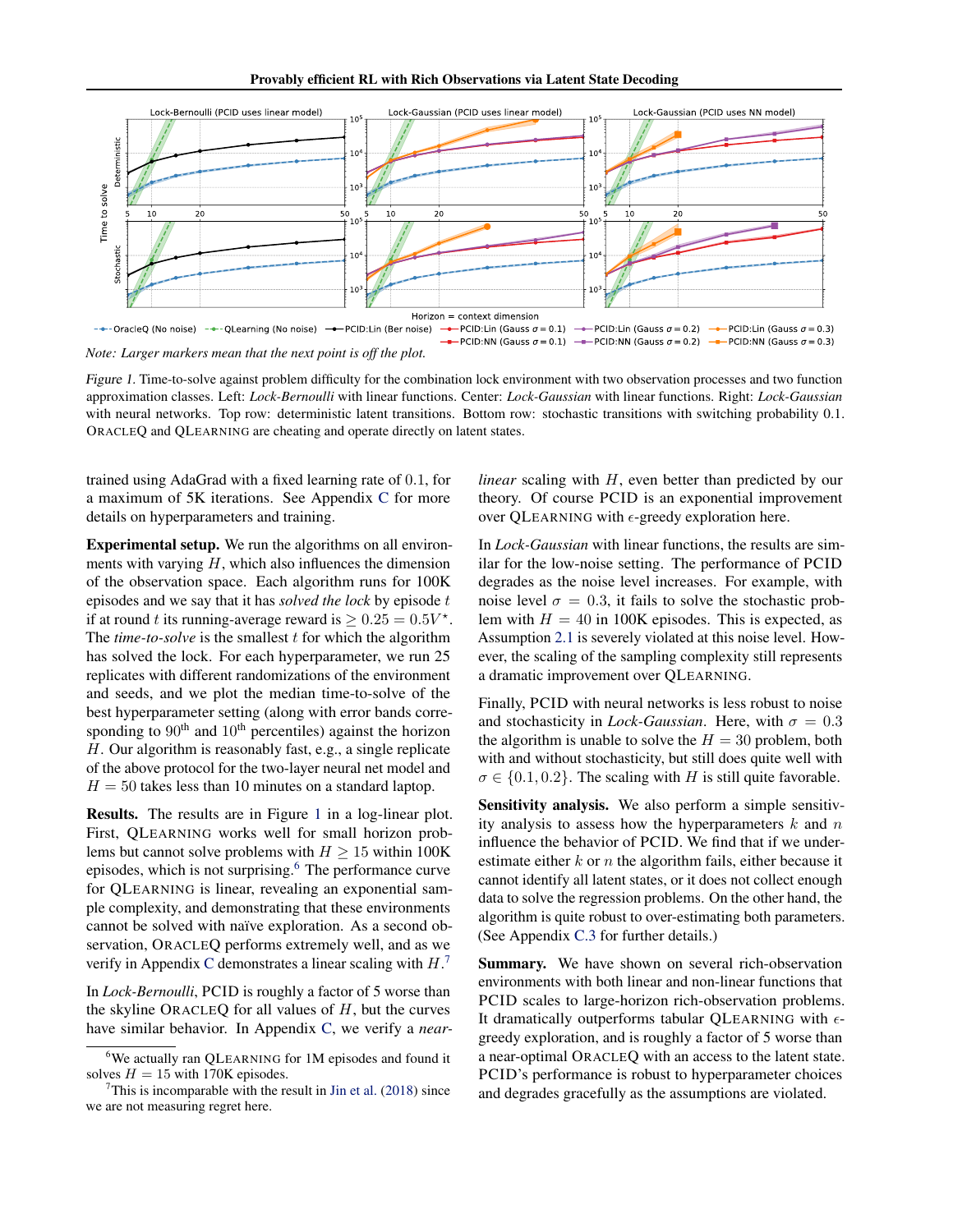*Note: Larger markers mean that the next point is off the plot.*

*Figure 1.* Time-to-solve against problem difficulty for the combination lock environment with two observation processes and two function approximation classes. Left: *Lock-Bernoulli* with linear functions. Center: *Lock-Gaussian* with linear functions. Right: *Lock-Gaussian* with neural networks. Top row: deterministic latent transitions. Bottom row: stochastic transitions with switching probability 0.1. ORACLEQ and QLEARNING are cheating and operate directly on latent states.

trained using AdaGrad with a fixed learning rate of 0.1, for a maximum of 5K iterations. See Appendix C for more details on hyperparameters and training.

**Experimental setup.** We run the algorithms on all environments with varying $H$, which also influences the dimension of the observation space. Each algorithm runs for 100K episodes and we say that it has *solved the lock* by episode $t$ if at round $t$ its running-average reward is $\geq 0.25 = 0.5V^{\star}$. The *time-to-solve* is the smallest $t$ for which the algorithm has solved the lock. For each hyperparameter, we run 25 replicates with different randomizations of the environment and seeds, and we plot the median time-to-solve of the best hyperparameter setting (along with error bands corresponding to $90^{\text{th}}$ and $10^{\text{th}}$ percentiles) against the horizon $H$. Our algorithm is reasonably fast, e.g., a single replicate of the above protocol for the two-layer neural net model and $H = 50$ takes less than 10 minutes on a standard laptop.

**Results.** The results are in Figure 1 in a log-linear plot. First, QLEARNING works well for small horizon problems but cannot solve problems with $H \geq 15$ within 100K episodes, which is not surprising.[6] The performance curve for QLEARNING is linear, revealing an exponential sample complexity, and demonstrating that these environments cannot be solved with naïve exploration. As a second observation, ORACLEQ performs extremely well, and as we verify in Appendix C demonstrates a linear scaling with $H$.[7]

In *Lock-Bernoulli*, PCID is roughly a factor of 5 worse than the skyline ORACLEQ for all values of $H$, but the curves have similar behavior. In Appendix C, we verify a *near-linear* scaling with $H$, even better than predicted by our theory. Of course PCID is an exponential improvement over QLEARNING with $\epsilon$-greedy exploration here.

In *Lock-Gaussian* with linear functions, the results are similar for the low-noise setting. The performance of PCID degrades as the noise level increases. For example, with noise level $\sigma = 0.3$, it fails to solve the stochastic problem with $H = 40$ in 100K episodes. This is expected, as Assumption 2.1 is severely violated at this noise level. However, the scaling of the sampling complexity still represents a dramatic improvement over QLEARNING.

Finally, PCID with neural networks is less robust to noise and stochasticity in *Lock-Gaussian*. Here, with $\sigma = 0.3$ the algorithm is unable to solve the $H = 30$ problem, both with and without stochasticity, but still does quite well with $\sigma \in \{0.1, 0.2\}$. The scaling with $H$ is still quite favorable.

**Sensitivity analysis.** We also perform a simple sensitivity analysis to assess how the hyperparameters $k$ and $n$ influence the behavior of PCID. We find that if we underestimate either $k$ or $n$ the algorithm fails, either because it cannot identify all latent states, or it does not collect enough data to solve the regression problems. On the other hand, the algorithm is quite robust to over-estimating both parameters. (See Appendix C.3 for further details.)

**Summary.** We have shown on several rich-observation environments with both linear and non-linear functions that PCID scales to large-horizon rich-observation problems. It dramatically outperforms tabular QLEARNING with $\epsilon$-greedy exploration, and is roughly a factor of 5 worse than a near-optimal ORACLEQ with an access to the latent state. PCID's performance is robust to hyperparameter choices and degrades gracefully as the assumptions are violated.

---

[6] We actually ran QLEARNING for 1M episodes and found it solves $H = 15$ with 170K episodes.

[7] This is incomparable with the result in Jin et al. (2018) since we are not measuring regret here.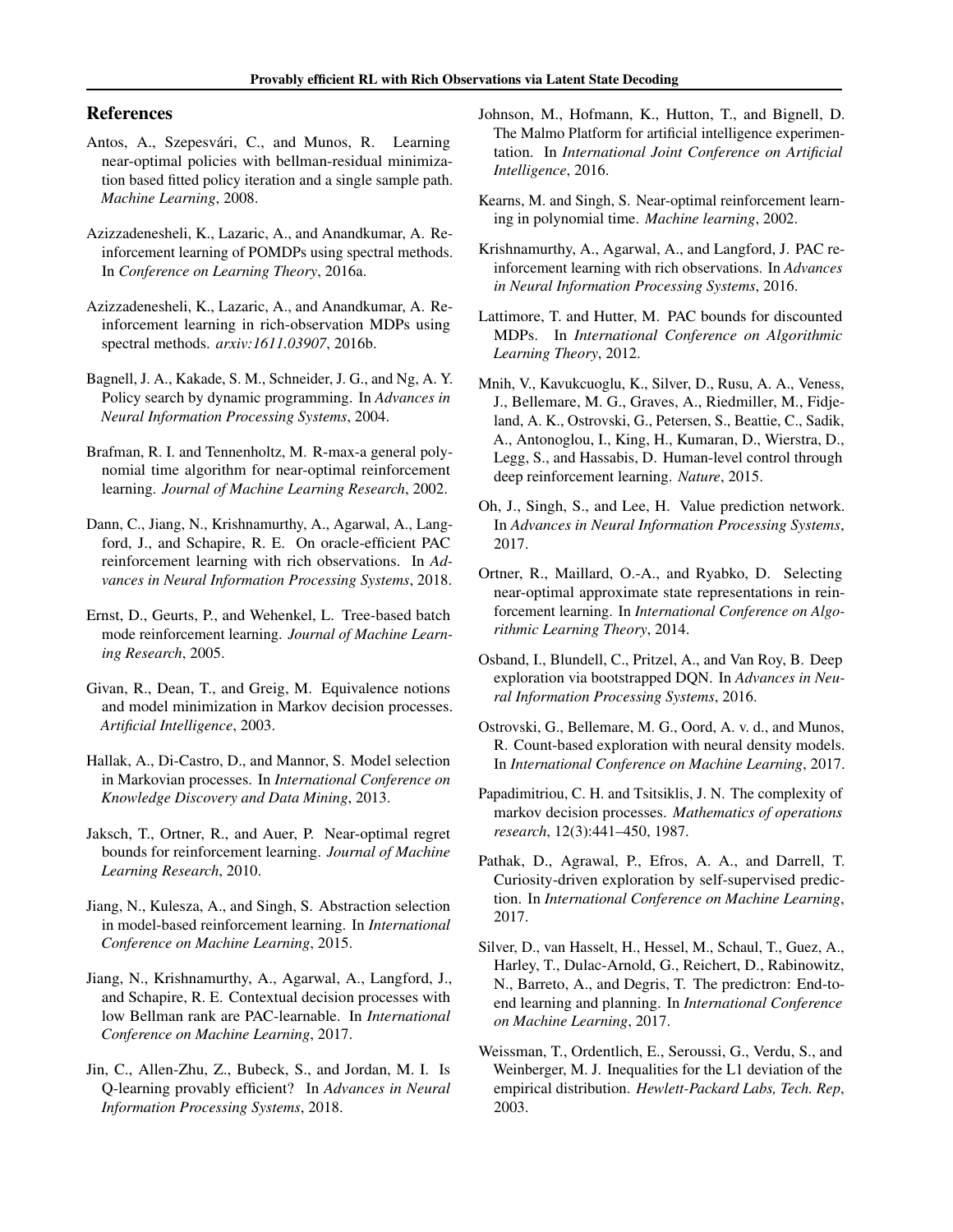# References

Antos, A., Szepesvári, C., and Munos, R. Learning near-optimal policies with bellman-residual minimization based fitted policy iteration and a single sample path. *Machine Learning*, 2008.

Azizzadenesheli, K., Lazaric, A., and Anandkumar, A. Reinforcement learning of POMDPs using spectral methods. In *Conference on Learning Theory*, 2016a.

Azizzadenesheli, K., Lazaric, A., and Anandkumar, A. Reinforcement learning in rich-observation MDPs using spectral methods. *arxiv:1611.03907*, 2016b.

Bagnell, J. A., Kakade, S. M., Schneider, J. G., and Ng, A. Y. Policy search by dynamic programming. In *Advances in Neural Information Processing Systems*, 2004.

Brafman, R. I. and Tennenholtz, M. R-max-a general polynomial time algorithm for near-optimal reinforcement learning. *Journal of Machine Learning Research*, 2002.

Dann, C., Jiang, N., Krishnamurthy, A., Agarwal, A., Langford, J., and Schapire, R. E. On oracle-efficient PAC reinforcement learning with rich observations. In *Advances in Neural Information Processing Systems*, 2018.

Ernst, D., Geurts, P., and Wehenkel, L. Tree-based batch mode reinforcement learning. *Journal of Machine Learning Research*, 2005.

Givan, R., Dean, T., and Greig, M. Equivalence notions and model minimization in Markov decision processes. *Artificial Intelligence*, 2003.

Hallak, A., Di-Castro, D., and Mannor, S. Model selection in Markovian processes. In *International Conference on Knowledge Discovery and Data Mining*, 2013.

Jaksch, T., Ortner, R., and Auer, P. Near-optimal regret bounds for reinforcement learning. *Journal of Machine Learning Research*, 2010.

Jiang, N., Kulesza, A., and Singh, S. Abstraction selection in model-based reinforcement learning. In *International Conference on Machine Learning*, 2015.

Jiang, N., Krishnamurthy, A., Agarwal, A., Langford, J., and Schapire, R. E. Contextual decision processes with low Bellman rank are PAC-learnable. In *International Conference on Machine Learning*, 2017.

Jin, C., Allen-Zhu, Z., Bubeck, S., and Jordan, M. I. Is Q-learning provably efficient? In *Advances in Neural Information Processing Systems*, 2018.

Johnson, M., Hofmann, K., Hutton, T., and Bignell, D. The Malmo Platform for artificial intelligence experimentation. In *International Joint Conference on Artificial Intelligence*, 2016.

Kearns, M. and Singh, S. Near-optimal reinforcement learning in polynomial time. *Machine learning*, 2002.

Krishnamurthy, A., Agarwal, A., and Langford, J. PAC reinforcement learning with rich observations. In *Advances in Neural Information Processing Systems*, 2016.

Lattimore, T. and Hutter, M. PAC bounds for discounted MDPs. In *International Conference on Algorithmic Learning Theory*, 2012.

Mnih, V., Kavukcuoglu, K., Silver, D., Rusu, A. A., Veness, J., Bellemare, M. G., Graves, A., Riedmiller, M., Fidjeland, A. K., Ostrovski, G., Petersen, S., Beattie, C., Sadik, A., Antonoglou, I., King, H., Kumaran, D., Wierstra, D., Legg, S., and Hassabis, D. Human-level control through deep reinforcement learning. *Nature*, 2015.

Oh, J., Singh, S., and Lee, H. Value prediction network. In *Advances in Neural Information Processing Systems*, 2017.

Ortner, R., Maillard, O.-A., and Ryabko, D. Selecting near-optimal approximate state representations in reinforcement learning. In *International Conference on Algorithmic Learning Theory*, 2014.

Osband, I., Blundell, C., Pritzel, A., and Van Roy, B. Deep exploration via bootstrapped DQN. In *Advances in Neural Information Processing Systems*, 2016.

Ostrovski, G., Bellemare, M. G., Oord, A. v. d., and Munos, R. Count-based exploration with neural density models. In *International Conference on Machine Learning*, 2017.

Papadimitriou, C. H. and Tsitsiklis, J. N. The complexity of markov decision processes. *Mathematics of operations research*, 12(3):441–450, 1987.

Pathak, D., Agrawal, P., Efros, A. A., and Darrell, T. Curiosity-driven exploration by self-supervised prediction. In *International Conference on Machine Learning*, 2017.

Silver, D., van Hasselt, H., Hessel, M., Schaul, T., Guez, A., Harley, T., Dulac-Arnold, G., Reichert, D., Rabinowitz, N., Barreto, A., and Degris, T. The predictron: End-to-end learning and planning. In *International Conference on Machine Learning*, 2017.

Weissman, T., Ordentlich, E., Seroussi, G., Verdu, S., and Weinberger, M. J. Inequalities for the L1 deviation of the empirical distribution. *Hewlett-Packard Labs, Tech. Rep*, 2003.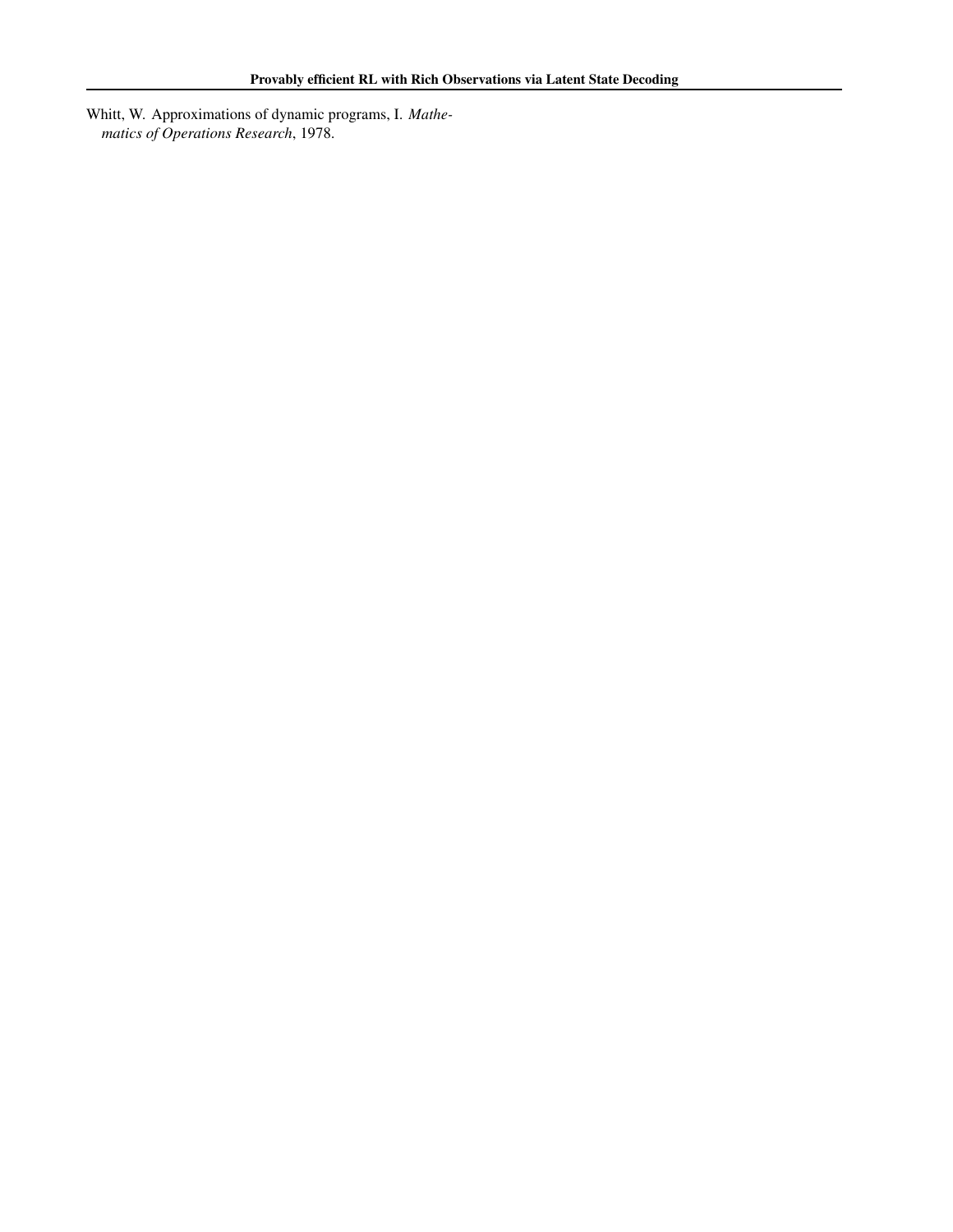Whitt, W. Approximations of dynamic programs, I. *Mathematics of Operations Research*, 1978.